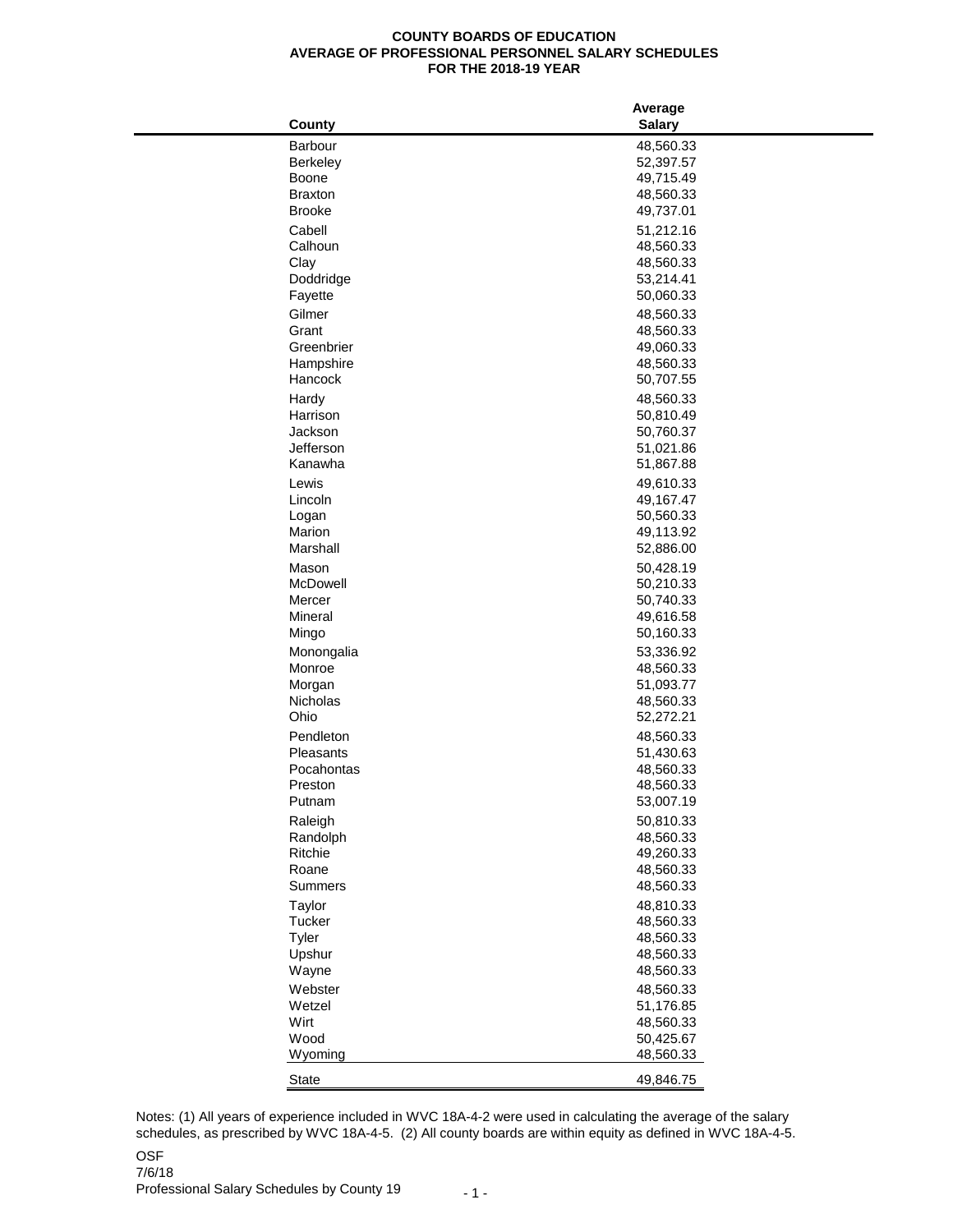**COUNTY BOARDS OF EDUCATION**
**AVERAGE OF PROFESSIONAL PERSONNEL SALARY SCHEDULES**
**FOR THE 2018-19 YEAR**

| County | Average Salary |
|---|---|
| Barbour | 48,560.33 |
| Berkeley | 52,397.57 |
| Boone | 49,715.49 |
| Braxton | 48,560.33 |
| Brooke | 49,737.01 |
| Cabell | 51,212.16 |
| Calhoun | 48,560.33 |
| Clay | 48,560.33 |
| Doddridge | 53,214.41 |
| Fayette | 50,060.33 |
| Gilmer | 48,560.33 |
| Grant | 48,560.33 |
| Greenbrier | 49,060.33 |
| Hampshire | 48,560.33 |
| Hancock | 50,707.55 |
| Hardy | 48,560.33 |
| Harrison | 50,810.49 |
| Jackson | 50,760.37 |
| Jefferson | 51,021.86 |
| Kanawha | 51,867.88 |
| Lewis | 49,610.33 |
| Lincoln | 49,167.47 |
| Logan | 50,560.33 |
| Marion | 49,113.92 |
| Marshall | 52,886.00 |
| Mason | 50,428.19 |
| McDowell | 50,210.33 |
| Mercer | 50,740.33 |
| Mineral | 49,616.58 |
| Mingo | 50,160.33 |
| Monongalia | 53,336.92 |
| Monroe | 48,560.33 |
| Morgan | 51,093.77 |
| Nicholas | 48,560.33 |
| Ohio | 52,272.21 |
| Pendleton | 48,560.33 |
| Pleasants | 51,430.63 |
| Pocahontas | 48,560.33 |
| Preston | 48,560.33 |
| Putnam | 53,007.19 |
| Raleigh | 50,810.33 |
| Randolph | 48,560.33 |
| Ritchie | 49,260.33 |
| Roane | 48,560.33 |
| Summers | 48,560.33 |
| Taylor | 48,810.33 |
| Tucker | 48,560.33 |
| Tyler | 48,560.33 |
| Upshur | 48,560.33 |
| Wayne | 48,560.33 |
| Webster | 48,560.33 |
| Wetzel | 51,176.85 |
| Wirt | 48,560.33 |
| Wood | 50,425.67 |
| Wyoming | 48,560.33 |
| State | 49,846.75 |

Notes: (1) All years of experience included in WVC 18A-4-2 were used in calculating the average of the salary schedules, as prescribed by WVC 18A-4-5. (2) All county boards are within equity as defined in WVC 18A-4-5.

OSF
7/6/18
Professional Salary Schedules by County 19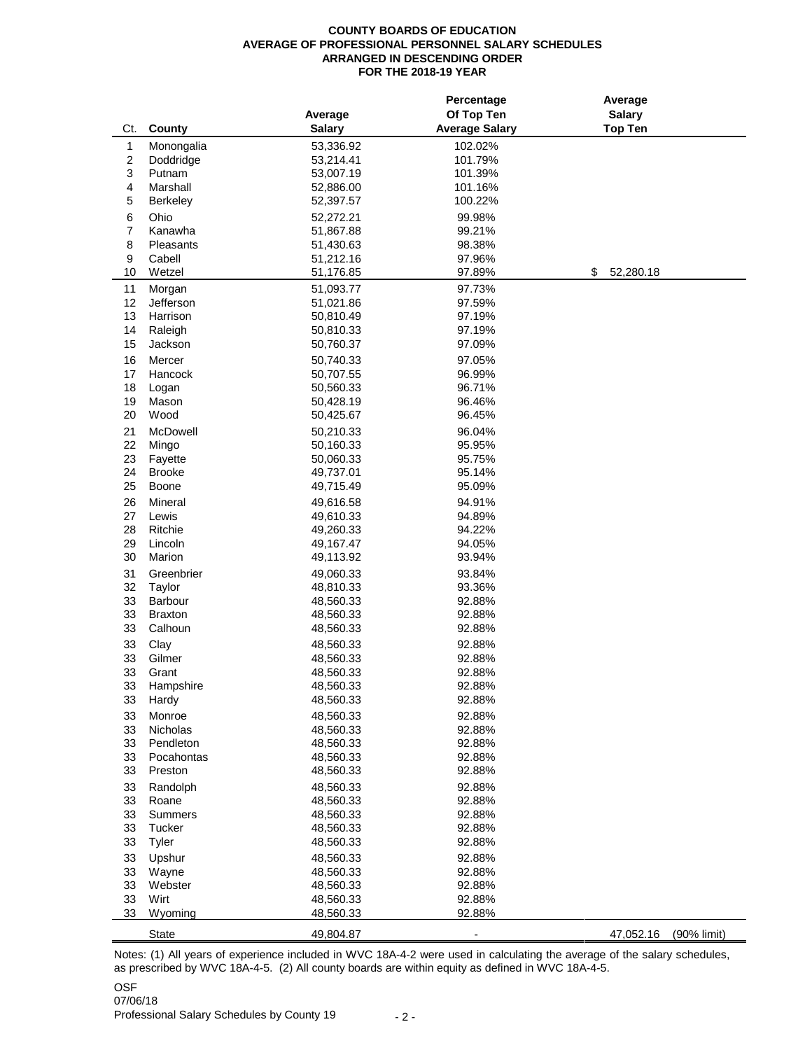# COUNTY BOARDS OF EDUCATION
## AVERAGE OF PROFESSIONAL PERSONNEL SALARY SCHEDULES
### ARRANGED IN DESCENDING ORDER
### FOR THE 2018-19 YEAR

| Ct. | County | Average Salary | Percentage Of Top Ten Average Salary | Average Salary Top Ten |
|---|---|---|---|---|
| 1 | Monongalia | 53,336.92 | 102.02% | |
| 2 | Doddridge | 53,214.41 | 101.79% | |
| 3 | Putnam | 53,007.19 | 101.39% | |
| 4 | Marshall | 52,886.00 | 101.16% | |
| 5 | Berkeley | 52,397.57 | 100.22% | |
| 6 | Ohio | 52,272.21 | 99.98% | |
| 7 | Kanawha | 51,867.88 | 99.21% | |
| 8 | Pleasants | 51,430.63 | 98.38% | |
| 9 | Cabell | 51,212.16 | 97.96% | |
| 10 | Wetzel | 51,176.85 | 97.89% | $ 52,280.18 |
| 11 | Morgan | 51,093.77 | 97.73% | |
| 12 | Jefferson | 51,021.86 | 97.59% | |
| 13 | Harrison | 50,810.49 | 97.19% | |
| 14 | Raleigh | 50,810.33 | 97.19% | |
| 15 | Jackson | 50,760.37 | 97.09% | |
| 16 | Mercer | 50,740.33 | 97.05% | |
| 17 | Hancock | 50,707.55 | 96.99% | |
| 18 | Logan | 50,560.33 | 96.71% | |
| 19 | Mason | 50,428.19 | 96.46% | |
| 20 | Wood | 50,425.67 | 96.45% | |
| 21 | McDowell | 50,210.33 | 96.04% | |
| 22 | Mingo | 50,160.33 | 95.95% | |
| 23 | Fayette | 50,060.33 | 95.75% | |
| 24 | Brooke | 49,737.01 | 95.14% | |
| 25 | Boone | 49,715.49 | 95.09% | |
| 26 | Mineral | 49,616.58 | 94.91% | |
| 27 | Lewis | 49,610.33 | 94.89% | |
| 28 | Ritchie | 49,260.33 | 94.22% | |
| 29 | Lincoln | 49,167.47 | 94.05% | |
| 30 | Marion | 49,113.92 | 93.94% | |
| 31 | Greenbrier | 49,060.33 | 93.84% | |
| 32 | Taylor | 48,810.33 | 93.36% | |
| 33 | Barbour | 48,560.33 | 92.88% | |
| 33 | Braxton | 48,560.33 | 92.88% | |
| 33 | Calhoun | 48,560.33 | 92.88% | |
| 33 | Clay | 48,560.33 | 92.88% | |
| 33 | Gilmer | 48,560.33 | 92.88% | |
| 33 | Grant | 48,560.33 | 92.88% | |
| 33 | Hampshire | 48,560.33 | 92.88% | |
| 33 | Hardy | 48,560.33 | 92.88% | |
| 33 | Monroe | 48,560.33 | 92.88% | |
| 33 | Nicholas | 48,560.33 | 92.88% | |
| 33 | Pendleton | 48,560.33 | 92.88% | |
| 33 | Pocahontas | 48,560.33 | 92.88% | |
| 33 | Preston | 48,560.33 | 92.88% | |
| 33 | Randolph | 48,560.33 | 92.88% | |
| 33 | Roane | 48,560.33 | 92.88% | |
| 33 | Summers | 48,560.33 | 92.88% | |
| 33 | Tucker | 48,560.33 | 92.88% | |
| 33 | Tyler | 48,560.33 | 92.88% | |
| 33 | Upshur | 48,560.33 | 92.88% | |
| 33 | Wayne | 48,560.33 | 92.88% | |
| 33 | Webster | 48,560.33 | 92.88% | |
| 33 | Wirt | 48,560.33 | 92.88% | |
| 33 | Wyoming | 48,560.33 | 92.88% | |
| | State | 49,804.87 | - | 47,052.16 (90% limit) |

Notes: (1) All years of experience included in WVC 18A-4-2 were used in calculating the average of the salary schedules, as prescribed by WVC 18A-4-5. (2) All county boards are within equity as defined in WVC 18A-4-5.

OSF
07/06/18
Professional Salary Schedules by County 19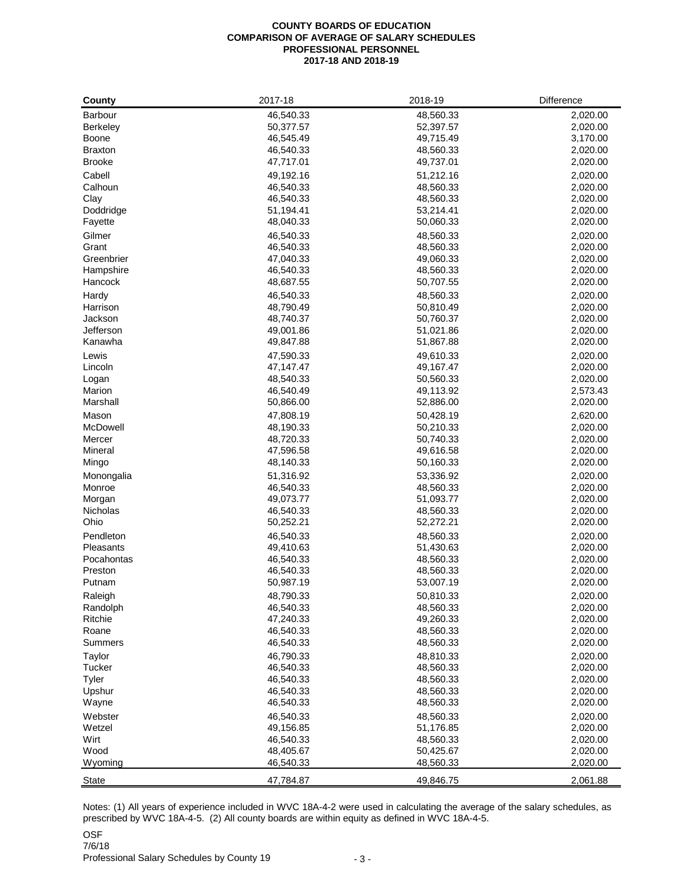**COUNTY BOARDS OF EDUCATION**
**COMPARISON OF AVERAGE OF SALARY SCHEDULES**
**PROFESSIONAL PERSONNEL**
**2017-18 AND 2018-19**

| County | 2017-18 | 2018-19 | Difference |
|---|---|---|---|
| Barbour | 46,540.33 | 48,560.33 | 2,020.00 |
| Berkeley | 50,377.57 | 52,397.57 | 2,020.00 |
| Boone | 46,545.49 | 49,715.49 | 3,170.00 |
| Braxton | 46,540.33 | 48,560.33 | 2,020.00 |
| Brooke | 47,717.01 | 49,737.01 | 2,020.00 |
| Cabell | 49,192.16 | 51,212.16 | 2,020.00 |
| Calhoun | 46,540.33 | 48,560.33 | 2,020.00 |
| Clay | 46,540.33 | 48,560.33 | 2,020.00 |
| Doddridge | 51,194.41 | 53,214.41 | 2,020.00 |
| Fayette | 48,040.33 | 50,060.33 | 2,020.00 |
| Gilmer | 46,540.33 | 48,560.33 | 2,020.00 |
| Grant | 46,540.33 | 48,560.33 | 2,020.00 |
| Greenbrier | 47,040.33 | 49,060.33 | 2,020.00 |
| Hampshire | 46,540.33 | 48,560.33 | 2,020.00 |
| Hancock | 48,687.55 | 50,707.55 | 2,020.00 |
| Hardy | 46,540.33 | 48,560.33 | 2,020.00 |
| Harrison | 48,790.49 | 50,810.49 | 2,020.00 |
| Jackson | 48,740.37 | 50,760.37 | 2,020.00 |
| Jefferson | 49,001.86 | 51,021.86 | 2,020.00 |
| Kanawha | 49,847.88 | 51,867.88 | 2,020.00 |
| Lewis | 47,590.33 | 49,610.33 | 2,020.00 |
| Lincoln | 47,147.47 | 49,167.47 | 2,020.00 |
| Logan | 48,540.33 | 50,560.33 | 2,020.00 |
| Marion | 46,540.49 | 49,113.92 | 2,573.43 |
| Marshall | 50,866.00 | 52,886.00 | 2,020.00 |
| Mason | 47,808.19 | 50,428.19 | 2,620.00 |
| McDowell | 48,190.33 | 50,210.33 | 2,020.00 |
| Mercer | 48,720.33 | 50,740.33 | 2,020.00 |
| Mineral | 47,596.58 | 49,616.58 | 2,020.00 |
| Mingo | 48,140.33 | 50,160.33 | 2,020.00 |
| Monongalia | 51,316.92 | 53,336.92 | 2,020.00 |
| Monroe | 46,540.33 | 48,560.33 | 2,020.00 |
| Morgan | 49,073.77 | 51,093.77 | 2,020.00 |
| Nicholas | 46,540.33 | 48,560.33 | 2,020.00 |
| Ohio | 50,252.21 | 52,272.21 | 2,020.00 |
| Pendleton | 46,540.33 | 48,560.33 | 2,020.00 |
| Pleasants | 49,410.63 | 51,430.63 | 2,020.00 |
| Pocahontas | 46,540.33 | 48,560.33 | 2,020.00 |
| Preston | 46,540.33 | 48,560.33 | 2,020.00 |
| Putnam | 50,987.19 | 53,007.19 | 2,020.00 |
| Raleigh | 48,790.33 | 50,810.33 | 2,020.00 |
| Randolph | 46,540.33 | 48,560.33 | 2,020.00 |
| Ritchie | 47,240.33 | 49,260.33 | 2,020.00 |
| Roane | 46,540.33 | 48,560.33 | 2,020.00 |
| Summers | 46,540.33 | 48,560.33 | 2,020.00 |
| Taylor | 46,790.33 | 48,810.33 | 2,020.00 |
| Tucker | 46,540.33 | 48,560.33 | 2,020.00 |
| Tyler | 46,540.33 | 48,560.33 | 2,020.00 |
| Upshur | 46,540.33 | 48,560.33 | 2,020.00 |
| Wayne | 46,540.33 | 48,560.33 | 2,020.00 |
| Webster | 46,540.33 | 48,560.33 | 2,020.00 |
| Wetzel | 49,156.85 | 51,176.85 | 2,020.00 |
| Wirt | 46,540.33 | 48,560.33 | 2,020.00 |
| Wood | 48,405.67 | 50,425.67 | 2,020.00 |
| Wyoming | 46,540.33 | 48,560.33 | 2,020.00 |
| State | 47,784.87 | 49,846.75 | 2,061.88 |

Notes: (1) All years of experience included in WVC 18A-4-2 were used in calculating the average of the salary schedules, as prescribed by WVC 18A-4-5. (2) All county boards are within equity as defined in WVC 18A-4-5.

OSF
7/6/18
Professional Salary Schedules by County 19